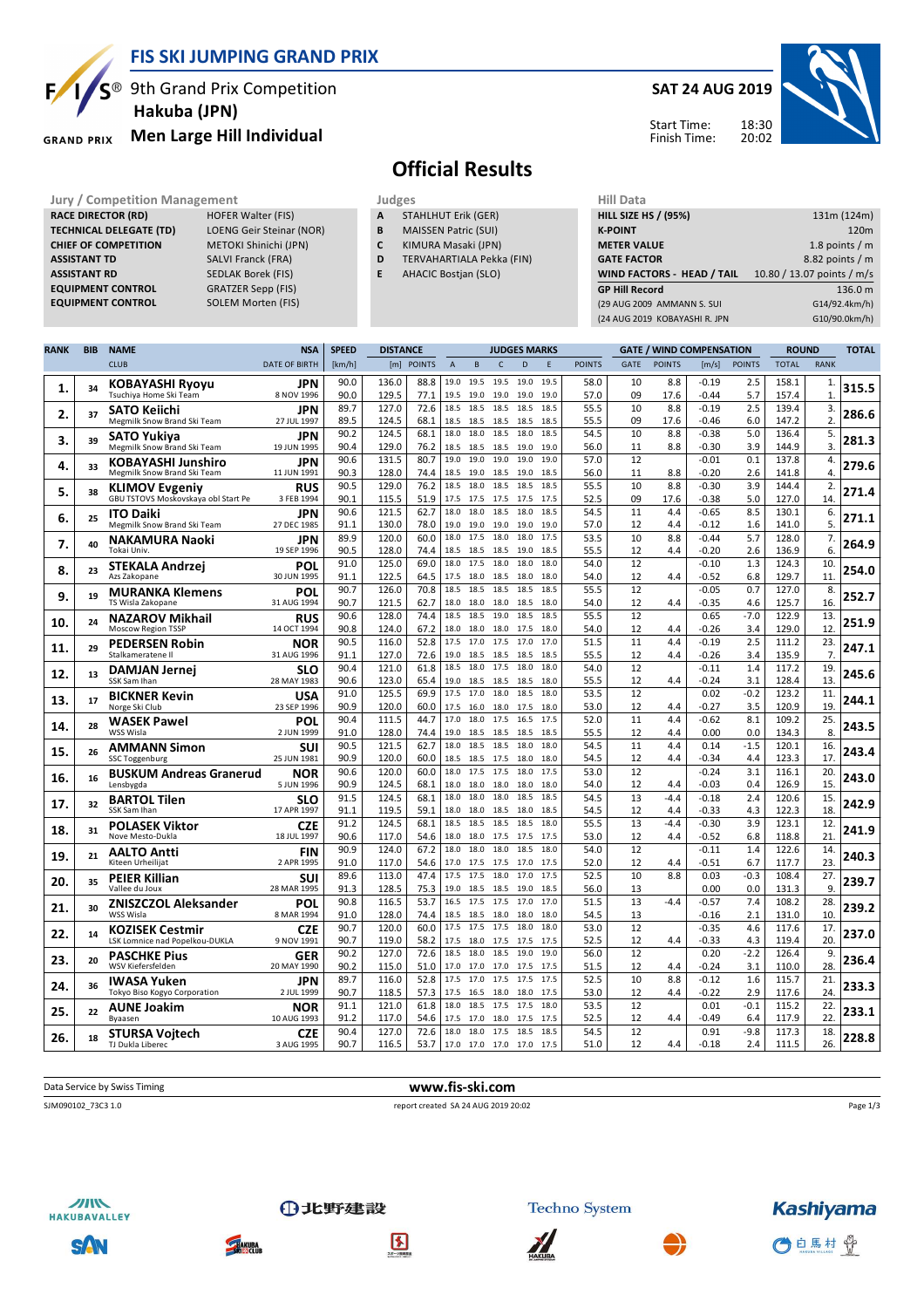# FIS SKI JUMPING GRAND PRIX

9th Grand Prix Competition
**Hakuba (JPN)**
**Men Large Hill Individual**

**SAT 24 AUG 2019**

Start Time: 18:30
Finish Time: 20:02

## Official Results

| Jury / Competition Management | |
|---|---|
| RACE DIRECTOR (RD) | HOFER Walter (FIS) |
| TECHNICAL DELEGATE (TD) | LOENG Geir Steinar (NOR) |
| CHIEF OF COMPETITION | METOKI Shinichi (JPN) |
| ASSISTANT TD | SALVI Franck (FRA) |
| ASSISTANT RD | SEDLAK Borek (FIS) |
| EQUIPMENT CONTROL | GRATZER Sepp (FIS) |
| EQUIPMENT CONTROL | SOLEM Morten (FIS) |

| Judges | |
|---|---|
| A | STAHLHUT Erik (GER) |
| B | MAISSEN Patric (SUI) |
| C | KIMURA Masaki (JPN) |
| D | TERVAHARTIALA Pekka (FIN) |
| E | AHACIC Bostjan (SLO) |

| Hill Data | |
|---|---|
| HILL SIZE HS / (95%) | 131m (124m) |
| K-POINT | 120m |
| METER VALUE | 1.8 points / m |
| GATE FACTOR | 8.82 points / m |
| WIND FACTORS - HEAD / TAIL | 10.80 / 13.07 points / m/s |
| GP Hill Record | 136.0 m |
| (29 AUG 2009 AMMANN S. SUI | G14/92.4km/h) |
| (24 AUG 2019 KOBAYASHI R. JPN | G10/90.0km/h) |

| RANK | BIB | NAME / CLUB | NSA / DATE OF BIRTH | SPEED [km/h] | DISTANCE [m] | DISTANCE POINTS | A | B | C | D | E | JUDGES POINTS | GATE | GATE POINTS | WIND [m/s] | WIND POINTS | ROUND TOTAL | ROUND RANK | TOTAL |
|---|---|---|---|---|---|---|---|---|---|---|---|---|---|---|---|---|---|---|---|
| 1. | 34 | KOBAYASHI Ryoyu | JPN | 90.0 | 136.0 | 88.8 | 19.0 | 19.5 | 19.5 | 19.0 | 19.5 | 58.0 | 10 | 8.8 | -0.19 | 2.5 | 158.1 | 1. | 315.5 |
| | | Tsuchiya Home Ski Team | 8 NOV 1996 | 90.0 | 129.5 | 77.1 | 19.5 | 19.0 | 19.0 | 19.0 | 19.0 | 57.0 | 09 | 17.6 | -0.44 | 5.7 | 157.4 | 1. | |
| 2. | 37 | SATO Keiichi | JPN | 89.7 | 127.0 | 72.6 | 18.5 | 18.5 | 18.5 | 18.5 | 18.5 | 55.5 | 10 | 8.8 | -0.19 | 2.5 | 139.4 | 3. | 286.6 |
| | | Megmilk Snow Brand Ski Team | 27 JUL 1997 | 89.5 | 124.5 | 68.1 | 18.5 | 18.5 | 18.5 | 18.5 | 18.5 | 55.5 | 09 | 17.6 | -0.46 | 6.0 | 147.2 | 2. | |
| 3. | 39 | SATO Yukiya | JPN | 90.2 | 124.5 | 68.1 | 18.0 | 18.0 | 18.5 | 18.0 | 18.5 | 54.5 | 10 | 8.8 | -0.38 | 5.0 | 136.4 | 5. | 281.3 |
| | | Megmilk Snow Brand Ski Team | 19 JUN 1995 | 90.4 | 129.0 | 76.2 | 18.5 | 18.5 | 18.5 | 19.0 | 19.0 | 56.0 | 11 | 8.8 | -0.30 | 3.9 | 144.9 | 3. | |
| 4. | 33 | KOBAYASHI Junshiro | JPN | 90.6 | 131.5 | 80.7 | 19.0 | 19.0 | 19.0 | 19.0 | 19.0 | 57.0 | 12 | | -0.01 | 0.1 | 137.8 | 4. | 279.6 |
| | | Megmilk Snow Brand Ski Team | 11 JUN 1991 | 90.3 | 128.0 | 74.4 | 18.5 | 19.0 | 18.5 | 19.0 | 18.5 | 56.0 | 11 | 8.8 | -0.20 | 2.6 | 141.8 | 4. | |
| 5. | 38 | KLIMOV Evgeniy | RUS | 90.5 | 129.0 | 76.2 | 18.5 | 18.0 | 18.5 | 18.5 | 18.5 | 55.5 | 10 | 8.8 | -0.30 | 3.9 | 144.4 | 2. | 271.4 |
| | | GBU TSTOVS Moskovskaya obl Start Pe | 3 FEB 1994 | 90.1 | 115.5 | 51.9 | 17.5 | 17.5 | 17.5 | 17.5 | 17.5 | 52.5 | 09 | 17.6 | -0.38 | 5.0 | 127.0 | 14. | |
| 6. | 25 | ITO Daiki | JPN | 90.6 | 121.5 | 62.7 | 18.0 | 18.0 | 18.5 | 18.0 | 18.5 | 54.5 | 11 | 4.4 | -0.65 | 8.5 | 130.1 | 6. | 271.1 |
| | | Megmilk Snow Brand Ski Team | 27 DEC 1985 | 91.1 | 130.0 | 78.0 | 19.0 | 19.0 | 19.0 | 19.0 | 19.0 | 57.0 | 12 | 4.4 | -0.12 | 1.6 | 141.0 | 5. | |
| 7. | 40 | NAKAMURA Naoki | JPN | 89.9 | 120.0 | 60.0 | 18.0 | 17.5 | 18.0 | 18.0 | 17.5 | 53.5 | 10 | 8.8 | -0.44 | 5.7 | 128.0 | 7. | 264.9 |
| | | Tokai Univ. | 19 SEP 1996 | 90.5 | 128.0 | 74.4 | 18.5 | 18.5 | 18.5 | 19.0 | 18.5 | 55.5 | 12 | 4.4 | -0.20 | 2.6 | 136.9 | 6. | |
| 8. | 23 | STEKALA Andrzej | POL | 91.0 | 125.0 | 69.0 | 18.0 | 17.5 | 18.0 | 18.0 | 18.0 | 54.0 | 12 | | -0.10 | 1.3 | 124.3 | 10. | 254.0 |
| | | Azs Zakopane | 30 JUN 1995 | 91.1 | 122.5 | 64.5 | 17.5 | 18.0 | 18.5 | 18.0 | 18.0 | 54.0 | 12 | 4.4 | -0.52 | 6.8 | 129.7 | 11. | |
| 9. | 19 | MURANKA Klemens | POL | 90.7 | 126.0 | 70.8 | 18.5 | 18.5 | 18.5 | 18.5 | 18.5 | 55.5 | 12 | | -0.05 | 0.7 | 127.0 | 8. | 252.7 |
| | | TS Wisla Zakopane | 31 AUG 1994 | 90.7 | 121.5 | 62.7 | 18.0 | 18.0 | 18.0 | 18.5 | 18.0 | 54.0 | 12 | 4.4 | -0.35 | 4.6 | 125.7 | 16. | |
| 10. | 24 | NAZAROV Mikhail | RUS | 90.6 | 128.0 | 74.4 | 18.5 | 18.5 | 19.0 | 18.5 | 18.5 | 55.5 | 12 | | 0.65 | -7.0 | 122.9 | 13. | 251.9 |
| | | Moscow Region TSSP | 14 OCT 1994 | 90.8 | 124.0 | 67.2 | 18.0 | 18.0 | 18.0 | 17.5 | 18.0 | 54.0 | 12 | 4.4 | -0.26 | 3.4 | 129.0 | 12. | |
| 11. | 29 | PEDERSEN Robin | NOR | 90.5 | 116.0 | 52.8 | 17.5 | 17.0 | 17.5 | 17.0 | 17.0 | 51.5 | 11 | 4.4 | -0.19 | 2.5 | 111.2 | 23. | 247.1 |
| | | Stalkameratene II | 31 AUG 1996 | 91.1 | 127.0 | 72.6 | 19.0 | 18.5 | 18.5 | 18.5 | 18.5 | 55.5 | 12 | 4.4 | -0.26 | 3.4 | 135.9 | 7. | |
| 12. | 13 | DAMJAN Jernej | SLO | 90.4 | 121.0 | 61.8 | 18.5 | 18.0 | 17.5 | 18.0 | 18.0 | 54.0 | 12 | | -0.11 | 1.4 | 117.2 | 19. | 245.6 |
| | | SSK Sam Ihan | 28 MAY 1983 | 90.6 | 123.0 | 65.4 | 19.0 | 18.5 | 18.5 | 18.5 | 18.0 | 55.5 | 12 | 4.4 | -0.24 | 3.1 | 128.4 | 13. | |
| 13. | 17 | BICKNER Kevin | USA | 91.0 | 125.5 | 69.9 | 17.5 | 17.0 | 18.0 | 18.5 | 18.0 | 53.5 | 12 | | 0.02 | -0.2 | 123.2 | 11. | 244.1 |
| | | Norge Ski Club | 23 SEP 1996 | 90.9 | 120.0 | 60.0 | 17.5 | 16.0 | 18.0 | 17.5 | 18.0 | 53.0 | 12 | 4.4 | -0.27 | 3.5 | 120.9 | 19. | |
| 14. | 28 | WASEK Pawel | POL | 90.4 | 111.5 | 44.7 | 17.0 | 18.0 | 17.5 | 16.5 | 17.5 | 52.0 | 11 | 4.4 | -0.62 | 8.1 | 109.2 | 25. | 243.5 |
| | | WSS Wisla | 2 JUN 1999 | 91.0 | 128.0 | 74.4 | 19.0 | 18.5 | 18.5 | 18.5 | 18.5 | 55.5 | 12 | 4.4 | 0.00 | 0.0 | 134.3 | 8. | |
| 15. | 26 | AMMANN Simon | SUI | 90.5 | 121.5 | 62.7 | 18.0 | 18.5 | 18.5 | 18.0 | 18.0 | 54.5 | 11 | 4.4 | 0.14 | -1.5 | 120.1 | 16. | 243.4 |
| | | SSC Toggenburg | 25 JUN 1981 | 90.9 | 120.0 | 60.0 | 18.5 | 18.5 | 17.5 | 18.5 | 18.0 | 54.5 | 12 | 4.4 | -0.34 | 4.4 | 123.3 | 17. | |
| 16. | 16 | BUSKUM Andreas Granerud | NOR | 90.6 | 120.0 | 60.0 | 18.0 | 17.5 | 17.5 | 18.0 | 17.5 | 53.0 | 12 | | -0.24 | 3.1 | 116.1 | 20. | 243.0 |
| | | Lensbygda | 5 JUN 1996 | 90.9 | 124.5 | 68.1 | 18.0 | 18.0 | 18.0 | 18.0 | 18.0 | 54.0 | 12 | 4.4 | -0.03 | 0.4 | 126.9 | 15. | |
| 17. | 32 | BARTOL Tilen | SLO | 91.5 | 124.5 | 68.1 | 18.0 | 18.0 | 18.0 | 18.5 | 18.5 | 54.5 | 13 | -4.4 | -0.18 | 2.4 | 120.6 | 15. | 242.9 |
| | | SSK Sam Ihan | 17 APR 1997 | 91.1 | 119.5 | 59.1 | 18.0 | 18.0 | 18.0 | 17.5 | 18.5 | 54.5 | 12 | 4.4 | -0.33 | 4.3 | 122.3 | 18. | |
| 18. | 31 | POLASEK Viktor | CZE | 91.2 | 124.5 | 68.1 | 18.5 | 18.5 | 18.5 | 18.5 | 18.0 | 55.5 | 13 | -4.4 | -0.30 | 3.9 | 123.1 | 12. | 241.9 |
| | | Nove Mesto-Dukla | 18 JUL 1997 | 90.6 | 117.0 | 54.6 | 18.0 | 18.0 | 17.5 | 17.5 | 17.5 | 53.0 | 12 | 4.4 | -0.52 | 6.8 | 118.8 | 21. | |
| 19. | 21 | AALTO Antti | FIN | 90.9 | 124.0 | 67.2 | 18.0 | 18.0 | 18.0 | 18.5 | 18.0 | 54.0 | 12 | | -0.11 | 1.4 | 122.6 | 14. | 240.3 |
| | | Kiteen Urheilijat | 2 APR 1995 | 91.0 | 117.0 | 54.6 | 17.0 | 17.5 | 17.5 | 17.0 | 17.5 | 52.0 | 12 | 4.4 | -0.51 | 6.7 | 117.7 | 23. | |
| 20. | 35 | PEIER Killian | SUI | 89.6 | 113.0 | 47.4 | 17.5 | 17.5 | 18.0 | 17.0 | 17.5 | 52.5 | 10 | 8.8 | 0.03 | -0.3 | 108.4 | 27. | 239.7 |
| | | Vallee du Joux | 28 MAR 1995 | 91.3 | 128.5 | 75.3 | 19.0 | 18.5 | 18.5 | 19.0 | 19.0 | 56.0 | 13 | | 0.00 | 0.0 | 131.3 | 9. | |
| 21. | 30 | ZNISZCZOL Aleksander | POL | 90.8 | 116.5 | 53.7 | 16.5 | 17.5 | 17.5 | 17.0 | 17.0 | 51.5 | 13 | -4.4 | -0.57 | 7.4 | 108.2 | 28. | 239.2 |
| | | WSS Wisla | 8 MAR 1994 | 91.0 | 128.0 | 74.4 | 18.5 | 18.5 | 18.0 | 18.0 | 18.0 | 54.5 | 13 | | -0.16 | 2.1 | 131.0 | 10. | |
| 22. | 14 | KOZISEK Cestmir | CZE | 90.7 | 120.0 | 60.0 | 17.5 | 17.5 | 17.5 | 18.0 | 18.0 | 53.0 | 12 | | -0.35 | 4.6 | 117.6 | 17. | 237.0 |
| | | LSK Lomnice nad Popelkou-DUKLA | 9 NOV 1991 | 90.7 | 119.0 | 58.2 | 17.5 | 18.0 | 17.5 | 17.5 | 17.5 | 52.5 | 12 | 4.4 | -0.33 | 4.3 | 119.4 | 20. | |
| 23. | 20 | PASCHKE Pius | GER | 90.2 | 127.0 | 72.6 | 18.5 | 18.0 | 18.5 | 19.0 | 19.0 | 56.0 | 12 | | 0.20 | -2.2 | 126.4 | 9. | 236.4 |
| | | WSV Kiefersfelden | 20 MAY 1990 | 90.2 | 115.0 | 51.0 | 17.0 | 17.0 | 17.0 | 17.5 | 17.5 | 51.5 | 12 | 4.4 | -0.24 | 3.1 | 110.0 | 28. | |
| 24. | 36 | IWASA Yuken | JPN | 89.7 | 116.0 | 52.8 | 17.5 | 17.0 | 17.5 | 17.5 | 17.5 | 52.5 | 10 | 8.8 | -0.12 | 1.6 | 115.7 | 21. | 233.3 |
| | | Tokyo Biso Kogyo Corporation | 2 JUL 1999 | 90.7 | 118.5 | 57.3 | 17.5 | 16.5 | 18.0 | 18.0 | 17.5 | 53.0 | 12 | 4.4 | -0.22 | 2.9 | 117.6 | 24. | |
| 25. | 22 | AUNE Joakim | NOR | 91.1 | 121.0 | 61.8 | 18.0 | 18.5 | 17.5 | 17.5 | 18.0 | 53.5 | 12 | | 0.01 | -0.1 | 115.2 | 22. | 233.1 |
| | | Byaasen | 10 AUG 1993 | 91.2 | 117.0 | 54.6 | 17.5 | 17.0 | 18.0 | 17.5 | 17.5 | 52.5 | 12 | 4.4 | -0.49 | 6.4 | 117.9 | 22. | |
| 26. | 18 | STURSA Vojtech | CZE | 90.4 | 127.0 | 72.6 | 18.0 | 18.0 | 17.5 | 18.5 | 18.5 | 54.5 | 12 | | 0.91 | -9.8 | 117.3 | 18. | 228.8 |
| | | TJ Dukla Liberec | 3 AUG 1995 | 90.7 | 116.5 | 53.7 | 17.0 | 17.0 | 17.0 | 17.0 | 17.5 | 51.0 | 12 | 4.4 | -0.18 | 2.4 | 111.5 | 26. | |

Data Service by Swiss Timing — www.fis-ski.com

SJM090102_73C3 1.0 — report created SA 24 AUG 2019 20:02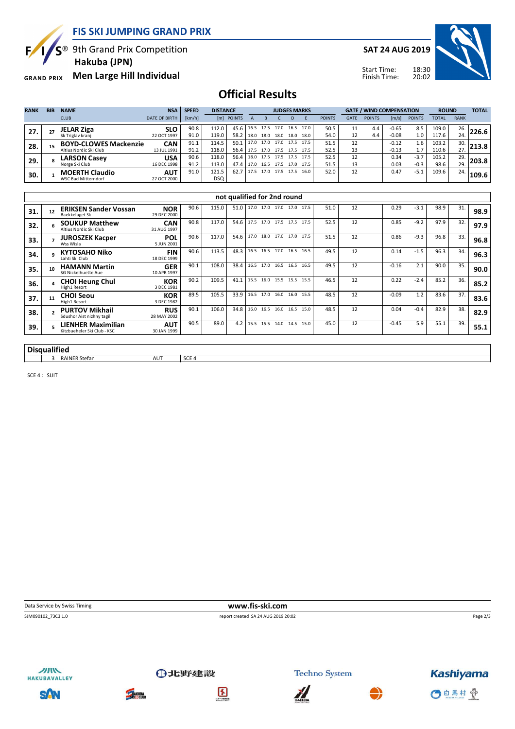# FIS SKI JUMPING GRAND PRIX

9th Grand Prix Competition
**Hakuba (JPN)**
**Men Large Hill Individual**

**SAT 24 AUG 2019**

Start Time: 18:30
Finish Time: 20:02

## Official Results

| RANK | BIB | NAME / CLUB | NSA / DATE OF BIRTH | SPEED [km/h] | DISTANCE [m] | DISTANCE POINTS | A | B | C | D | E | JUDGES POINTS | GATE | GATE POINTS | WIND [m/s] | WIND POINTS | ROUND TOTAL | ROUND RANK | TOTAL |
|---|---|---|---|---|---|---|---|---|---|---|---|---|---|---|---|---|---|---|---|
| 27. | 27 | **JELAR Ziga** Sk Triglav kranj | **SLO** 22 OCT 1997 | 90.8 | 112.0 | 45.6 | 16.5 | 17.5 | 17.0 | 16.5 | 17.0 | 50.5 | 11 | 4.4 | -0.65 | 8.5 | 109.0 | 26. | 226.6 |
| | | | | 91.0 | 119.0 | 58.2 | 18.0 | 18.0 | 18.0 | 18.0 | 18.0 | 54.0 | 12 | 4.4 | -0.08 | 1.0 | 117.6 | 24. | |
| 28. | 15 | **BOYD-CLOWES Mackenzie** Altius Nordic Ski Club | **CAN** 13 JUL 1991 | 91.1 | 114.5 | 50.1 | 17.0 | 17.0 | 17.0 | 17.5 | 17.5 | 51.5 | 12 | | -0.12 | 1.6 | 103.2 | 30. | 213.8 |
| | | | | 91.2 | 118.0 | 56.4 | 17.5 | 17.0 | 17.5 | 17.5 | 17.5 | 52.5 | 13 | | -0.13 | 1.7 | 110.6 | 27. | |
| 29. | 8 | **LARSON Casey** Norge Ski Club | **USA** 16 DEC 1998 | 90.6 | 118.0 | 56.4 | 18.0 | 17.5 | 17.5 | 17.5 | 17.5 | 52.5 | 12 | | 0.34 | -3.7 | 105.2 | 29. | 203.8 |
| | | | | 91.2 | 113.0 | 47.4 | 17.0 | 16.5 | 17.5 | 17.0 | 17.5 | 51.5 | 13 | | 0.03 | -0.3 | 98.6 | 29. | |
| 30. | 1 | **MOERTH Claudio** WSC Bad Mitterndorf | **AUT** 27 OCT 2000 | 91.0 | 121.5 | 62.7 | 17.5 | 17.0 | 17.5 | 17.5 | 16.0 | 52.0 | 12 | | 0.47 | -5.1 | 109.6 | 24. | 109.6 |
| | | | | | DSQ | | | | | | | | | | | | | | |

### not qualified for 2nd round

| RANK | BIB | NAME / CLUB | NSA / DATE OF BIRTH | SPEED [km/h] | DISTANCE [m] | DISTANCE POINTS | A | B | C | D | E | JUDGES POINTS | GATE | GATE POINTS | WIND [m/s] | WIND POINTS | ROUND TOTAL | ROUND RANK | TOTAL |
|---|---|---|---|---|---|---|---|---|---|---|---|---|---|---|---|---|---|---|---|
| 31. | 12 | **ERIKSEN Sander Vossan** Baekkelaget Sk | **NOR** 29 DEC 2000 | 90.6 | 115.0 | 51.0 | 17.0 | 17.0 | 17.0 | 17.0 | 17.5 | 51.0 | 12 | | 0.29 | -3.1 | 98.9 | 31. | 98.9 |
| 32. | 6 | **SOUKUP Matthew** Altius Nordic Ski Club | **CAN** 31 AUG 1997 | 90.8 | 117.0 | 54.6 | 17.5 | 17.0 | 17.5 | 17.5 | 17.5 | 52.5 | 12 | | 0.85 | -9.2 | 97.9 | 32. | 97.9 |
| 33. | 7 | **JUROSZEK Kacper** Wss Wisla | **POL** 5 JUN 2001 | 90.6 | 117.0 | 54.6 | 17.0 | 18.0 | 17.0 | 17.0 | 17.5 | 51.5 | 12 | | 0.86 | -9.3 | 96.8 | 33. | 96.8 |
| 34. | 9 | **KYTOSAHO Niko** Lahti Ski Club | **FIN** 18 DEC 1999 | 90.6 | 113.5 | 48.3 | 16.5 | 16.5 | 17.0 | 16.5 | 16.5 | 49.5 | 12 | | 0.14 | -1.5 | 96.3 | 34. | 96.3 |
| 35. | 10 | **HAMANN Martin** SG Nickelhuette Aue | **GER** 10 APR 1997 | 90.1 | 108.0 | 38.4 | 16.5 | 17.0 | 16.5 | 16.5 | 16.5 | 49.5 | 12 | | -0.16 | 2.1 | 90.0 | 35. | 90.0 |
| 36. | 4 | **CHOI Heung Chul** High1 Resort | **KOR** 3 DEC 1981 | 90.2 | 109.5 | 41.1 | 15.5 | 16.0 | 15.5 | 15.5 | 15.5 | 46.5 | 12 | | 0.22 | -2.4 | 85.2 | 36. | 85.2 |
| 37. | 11 | **CHOI Seou** High1 Resort | **KOR** 3 DEC 1982 | 89.5 | 105.5 | 33.9 | 16.5 | 17.0 | 16.0 | 16.0 | 15.5 | 48.5 | 12 | | -0.09 | 1.2 | 83.6 | 37. | 83.6 |
| 38. | 2 | **PURTOV Mikhail** Sdushor Aist nizhny tagil | **RUS** 28 MAY 2002 | 90.1 | 106.0 | 34.8 | 16.0 | 16.5 | 16.0 | 16.5 | 15.0 | 48.5 | 12 | | 0.04 | -0.4 | 82.9 | 38. | 82.9 |
| 39. | 5 | **LIENHER Maximilian** Kitzbueheler Ski Club - KSC | **AUT** 30 JAN 1999 | 90.5 | 89.0 | 4.2 | 15.5 | 15.5 | 14.0 | 14.5 | 15.0 | 45.0 | 12 | | -0.45 | 5.9 | 55.1 | 39. | 55.1 |

### Disqualified

| BIB | NAME | NSA | REASON |
|---|---|---|---|
| 3 | RAINER Stefan | AUT | SCE 4 |

SCE 4 : SUIT

Data Service by Swiss Timing — www.fis-ski.com

SJM090102_73C3 1.0 — report created SA 24 AUG 2019 20:02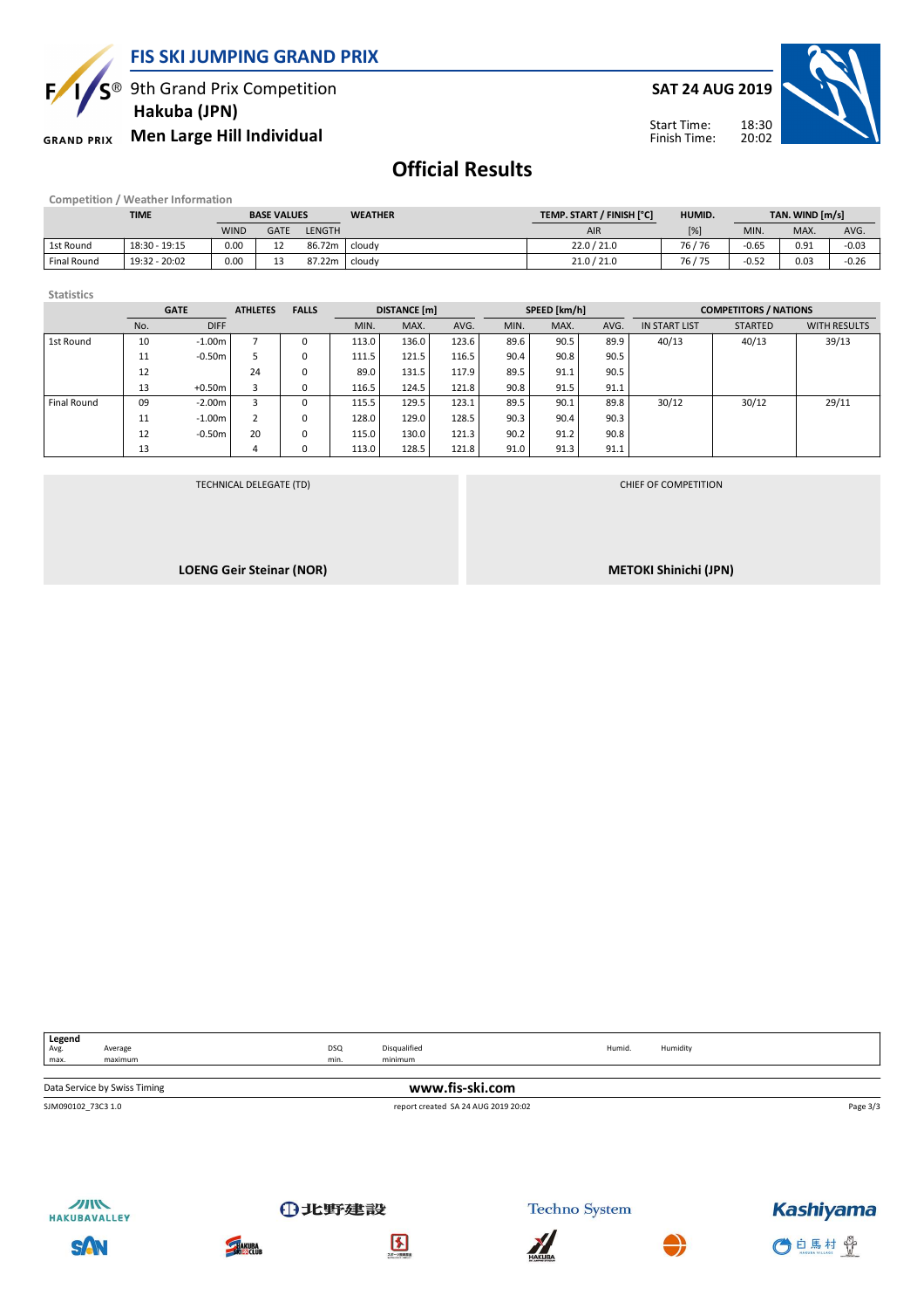# FIS SKI JUMPING GRAND PRIX

9th Grand Prix Competition
**Hakuba (JPN)**
**Men Large Hill Individual**

**SAT 24 AUG 2019**

Start Time: 18:30
Finish Time: 20:02

## Official Results

**Competition / Weather Information**

| | TIME | BASE VALUES | | | WEATHER | TEMP. START / FINISH [°C] | HUMID. | TAN. WIND [m/s] | | |
|---|---|---|---|---|---|---|---|---|---|---|
| | | WIND | GATE | LENGTH | | AIR | [%] | MIN. | MAX. | AVG. |
| 1st Round | 18:30 - 19:15 | 0.00 | 12 | 86.72m | cloudy | 22.0 / 21.0 | 76 / 76 | -0.65 | 0.91 | -0.03 |
| Final Round | 19:32 - 20:02 | 0.00 | 13 | 87.22m | cloudy | 21.0 / 21.0 | 76 / 75 | -0.52 | 0.03 | -0.26 |

**Statistics**

| | GATE | | ATHLETES | FALLS | DISTANCE [m] | | | SPEED [km/h] | | | COMPETITORS / NATIONS | | |
|---|---|---|---|---|---|---|---|---|---|---|---|---|---|
| | No. | DIFF | | | MIN. | MAX. | AVG. | MIN. | MAX. | AVG. | IN START LIST | STARTED | WITH RESULTS |
| 1st Round | 10 | -1.00m | 7 | 0 | 113.0 | 136.0 | 123.6 | 89.6 | 90.5 | 89.9 | 40/13 | 40/13 | 39/13 |
| | 11 | -0.50m | 5 | 0 | 111.5 | 121.5 | 116.5 | 90.4 | 90.8 | 90.5 | | | |
| | 12 | | 24 | 0 | 89.0 | 131.5 | 117.9 | 89.5 | 91.1 | 90.5 | | | |
| | 13 | +0.50m | 3 | 0 | 116.5 | 124.5 | 121.8 | 90.8 | 91.5 | 91.1 | | | |
| Final Round | 09 | -2.00m | 3 | 0 | 115.5 | 129.5 | 123.1 | 89.5 | 90.1 | 89.8 | 30/12 | 30/12 | 29/11 |
| | 11 | -1.00m | 2 | 0 | 128.0 | 129.0 | 128.5 | 90.3 | 90.4 | 90.3 | | | |
| | 12 | -0.50m | 20 | 0 | 115.0 | 130.0 | 121.3 | 90.2 | 91.2 | 90.8 | | | |
| | 13 | | 4 | 0 | 113.0 | 128.5 | 121.8 | 91.0 | 91.3 | 91.1 | | | |

TECHNICAL DELEGATE (TD)

**LOENG Geir Steinar (NOR)**

CHIEF OF COMPETITION

**METOKI Shinichi (JPN)**

**Legend**

| | | | | | |
|---|---|---|---|---|---|
| Avg. | Average | DSQ | Disqualified | Humid. | Humidity |
| max. | maximum | min. | minimum | | |

Data Service by Swiss Timing

www.fis-ski.com

SJM090102_73C3 1.0

report created SA 24 AUG 2019 20:02